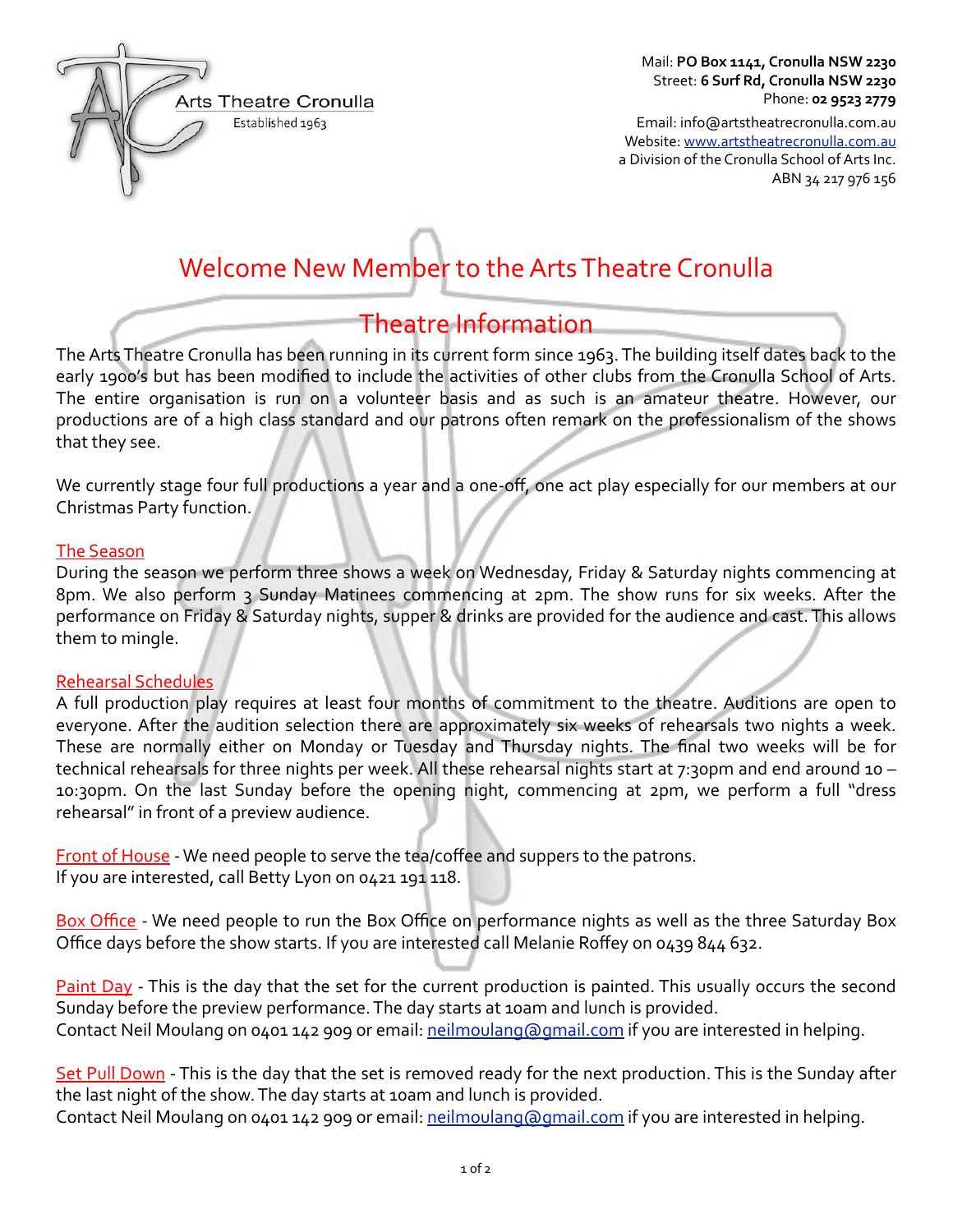Arts Theatre Cronulla
Established 1963

Mail: **PO Box 1141, Cronulla NSW 2230**
Street: **6 Surf Rd, Cronulla NSW 2230**
Phone: **02 9523 2779**

Email: info@artstheatrecronulla.com.au
Website: www.artstheatrecronulla.com.au
a Division of the Cronulla School of Arts Inc.
ABN 34 217 976 156

# Welcome New Member to the Arts Theatre Cronulla

## Theatre Information

The Arts Theatre Cronulla has been running in its current form since 1963. The building itself dates back to the early 1900's but has been modified to include the activities of other clubs from the Cronulla School of Arts. The entire organisation is run on a volunteer basis and as such is an amateur theatre. However, our productions are of a high class standard and our patrons often remark on the professionalism of the shows that they see.

We currently stage four full productions a year and a one-off, one act play especially for our members at our Christmas Party function.

### The Season

During the season we perform three shows a week on Wednesday, Friday & Saturday nights commencing at 8pm. We also perform 3 Sunday Matinees commencing at 2pm. The show runs for six weeks. After the performance on Friday & Saturday nights, supper & drinks are provided for the audience and cast. This allows them to mingle.

### Rehearsal Schedules

A full production play requires at least four months of commitment to the theatre. Auditions are open to everyone. After the audition selection there are approximately six weeks of rehearsals two nights a week. These are normally either on Monday or Tuesday and Thursday nights. The final two weeks will be for technical rehearsals for three nights per week. All these rehearsal nights start at 7:30pm and end around 10 – 10:30pm. On the last Sunday before the opening night, commencing at 2pm, we perform a full "dress rehearsal" in front of a preview audience.

Front of House - We need people to serve the tea/coffee and suppers to the patrons.
If you are interested, call Betty Lyon on 0421 191 118.

Box Office - We need people to run the Box Office on performance nights as well as the three Saturday Box Office days before the show starts. If you are interested call Melanie Roffey on 0439 844 632.

Paint Day - This is the day that the set for the current production is painted. This usually occurs the second Sunday before the preview performance. The day starts at 10am and lunch is provided.
Contact Neil Moulang on 0401 142 909 or email: neilmoulang@gmail.com if you are interested in helping.

Set Pull Down - This is the day that the set is removed ready for the next production. This is the Sunday after the last night of the show. The day starts at 10am and lunch is provided.
Contact Neil Moulang on 0401 142 909 or email: neilmoulang@gmail.com if you are interested in helping.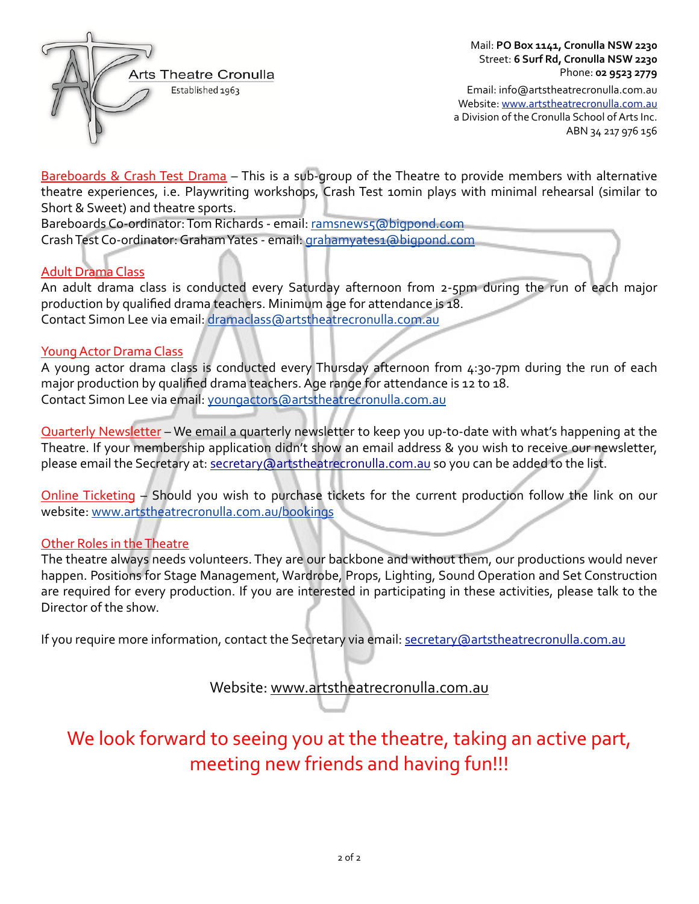Arts Theatre Cronulla
Established 1963

Mail: **PO Box 1141, Cronulla NSW 2230**
Street: **6 Surf Rd, Cronulla NSW 2230**
Phone: **02 9523 2779**

Email: info@artstheatrecronulla.com.au
Website: www.artstheatrecronulla.com.au
a Division of the Cronulla School of Arts Inc.
ABN 34 217 976 156

Bareboards & Crash Test Drama – This is a sub-group of the Theatre to provide members with alternative theatre experiences, i.e. Playwriting workshops, Crash Test 10min plays with minimal rehearsal (similar to Short & Sweet) and theatre sports.
Bareboards Co-ordinator: Tom Richards - email: ramsnews5@bigpond.com
Crash Test Co-ordinator: Graham Yates - email: grahamyates1@bigpond.com

## Adult Drama Class

An adult drama class is conducted every Saturday afternoon from 2-5pm during the run of each major production by qualified drama teachers. Minimum age for attendance is 18.
Contact Simon Lee via email: dramaclass@artstheatrecronulla.com.au

## Young Actor Drama Class

A young actor drama class is conducted every Thursday afternoon from 4:30-7pm during the run of each major production by qualified drama teachers. Age range for attendance is 12 to 18.
Contact Simon Lee via email: youngactors@artstheatrecronulla.com.au

Quarterly Newsletter – We email a quarterly newsletter to keep you up-to-date with what's happening at the Theatre. If your membership application didn't show an email address & you wish to receive our newsletter, please email the Secretary at: secretary@artstheatrecronulla.com.au so you can be added to the list.

Online Ticketing – Should you wish to purchase tickets for the current production follow the link on our website: www.artstheatrecronulla.com.au/bookings

## Other Roles in the Theatre

The theatre always needs volunteers. They are our backbone and without them, our productions would never happen. Positions for Stage Management, Wardrobe, Props, Lighting, Sound Operation and Set Construction are required for every production. If you are interested in participating in these activities, please talk to the Director of the show.

If you require more information, contact the Secretary via email: secretary@artstheatrecronulla.com.au

Website: www.artstheatrecronulla.com.au

We look forward to seeing you at the theatre, taking an active part, meeting new friends and having fun!!!